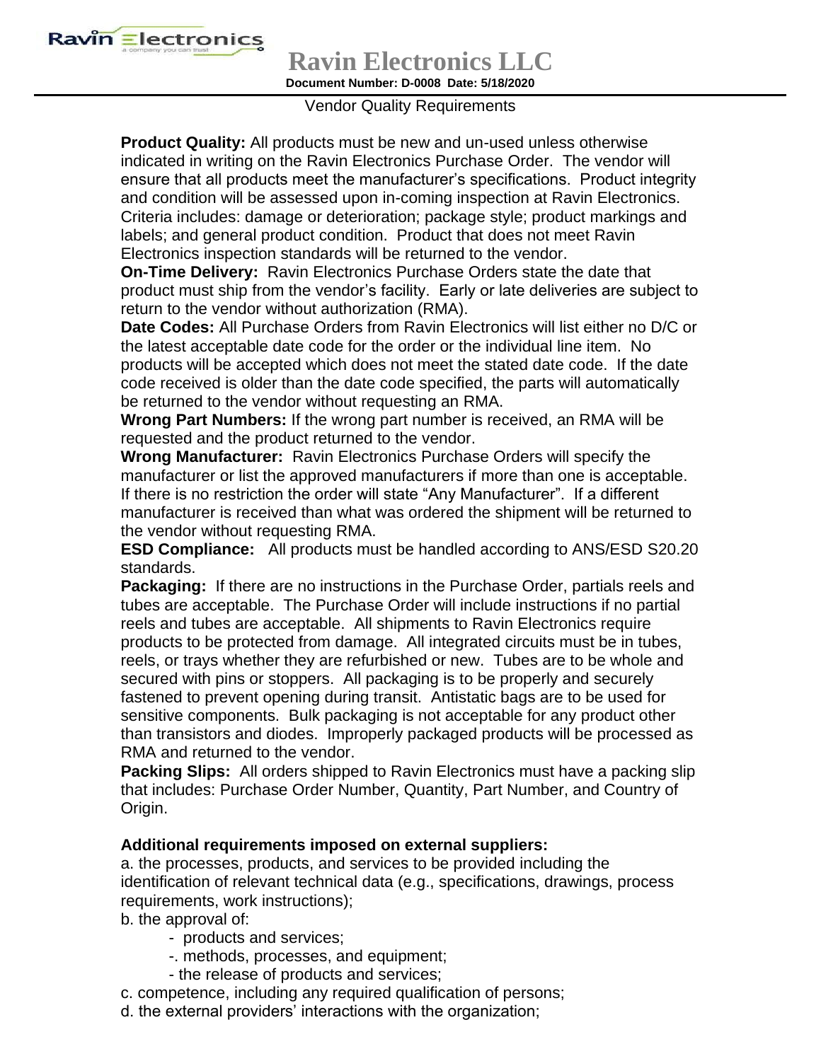# Ravin Electronics LLC

**Document Number: D-0008 Date: 5/18/2020**

Vendor Quality Requirements

**Product Quality:** All products must be new and un-used unless otherwise indicated in writing on the Ravin Electronics Purchase Order. The vendor will ensure that all products meet the manufacturer's specifications. Product integrity and condition will be assessed upon in-coming inspection at Ravin Electronics. Criteria includes: damage or deterioration; package style; product markings and labels; and general product condition. Product that does not meet Ravin Electronics inspection standards will be returned to the vendor.

**On-Time Delivery:** Ravin Electronics Purchase Orders state the date that product must ship from the vendor's facility. Early or late deliveries are subject to return to the vendor without authorization (RMA).

**Date Codes:** All Purchase Orders from Ravin Electronics will list either no D/C or the latest acceptable date code for the order or the individual line item. No products will be accepted which does not meet the stated date code. If the date code received is older than the date code specified, the parts will automatically be returned to the vendor without requesting an RMA.

**Wrong Part Numbers:** If the wrong part number is received, an RMA will be requested and the product returned to the vendor.

**Wrong Manufacturer:** Ravin Electronics Purchase Orders will specify the manufacturer or list the approved manufacturers if more than one is acceptable. If there is no restriction the order will state "Any Manufacturer". If a different manufacturer is received than what was ordered the shipment will be returned to the vendor without requesting RMA.

**ESD Compliance:** All products must be handled according to ANS/ESD S20.20 standards.

**Packaging:** If there are no instructions in the Purchase Order, partials reels and tubes are acceptable. The Purchase Order will include instructions if no partial reels and tubes are acceptable. All shipments to Ravin Electronics require products to be protected from damage. All integrated circuits must be in tubes, reels, or trays whether they are refurbished or new. Tubes are to be whole and secured with pins or stoppers. All packaging is to be properly and securely fastened to prevent opening during transit. Antistatic bags are to be used for sensitive components. Bulk packaging is not acceptable for any product other than transistors and diodes. Improperly packaged products will be processed as RMA and returned to the vendor.

**Packing Slips:** All orders shipped to Ravin Electronics must have a packing slip that includes: Purchase Order Number, Quantity, Part Number, and Country of Origin.

**Additional requirements imposed on external suppliers:**

a. the processes, products, and services to be provided including the identification of relevant technical data (e.g., specifications, drawings, process requirements, work instructions);

b. the approval of:

- products and services;
- methods, processes, and equipment;
- the release of products and services;

c. competence, including any required qualification of persons;

d. the external providers' interactions with the organization;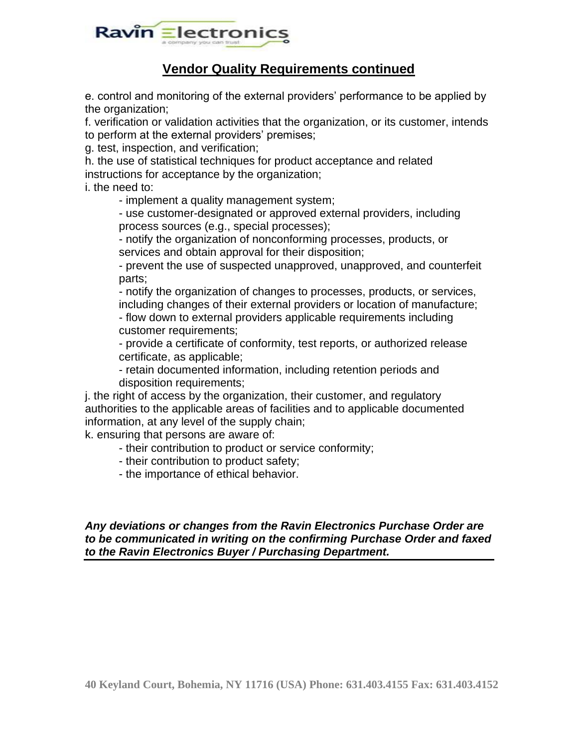## Vendor Quality Requirements continued

e. control and monitoring of the external providers' performance to be applied by the organization;
f. verification or validation activities that the organization, or its customer, intends to perform at the external providers' premises;
g. test, inspection, and verification;
h. the use of statistical techniques for product acceptance and related instructions for acceptance by the organization;
i. the need to:

- implement a quality management system;
- use customer-designated or approved external providers, including process sources (e.g., special processes);
- notify the organization of nonconforming processes, products, or services and obtain approval for their disposition;
- prevent the use of suspected unapproved, unapproved, and counterfeit parts;
- notify the organization of changes to processes, products, or services, including changes of their external providers or location of manufacture;
- flow down to external providers applicable requirements including customer requirements;
- provide a certificate of conformity, test reports, or authorized release certificate, as applicable;
- retain documented information, including retention periods and disposition requirements;

j. the right of access by the organization, their customer, and regulatory authorities to the applicable areas of facilities and to applicable documented information, at any level of the supply chain;
k. ensuring that persons are aware of:

- their contribution to product or service conformity;
- their contribution to product safety;
- the importance of ethical behavior.

***Any deviations or changes from the Ravin Electronics Purchase Order are to be communicated in writing on the confirming Purchase Order and faxed to the Ravin Electronics Buyer / Purchasing Department.***